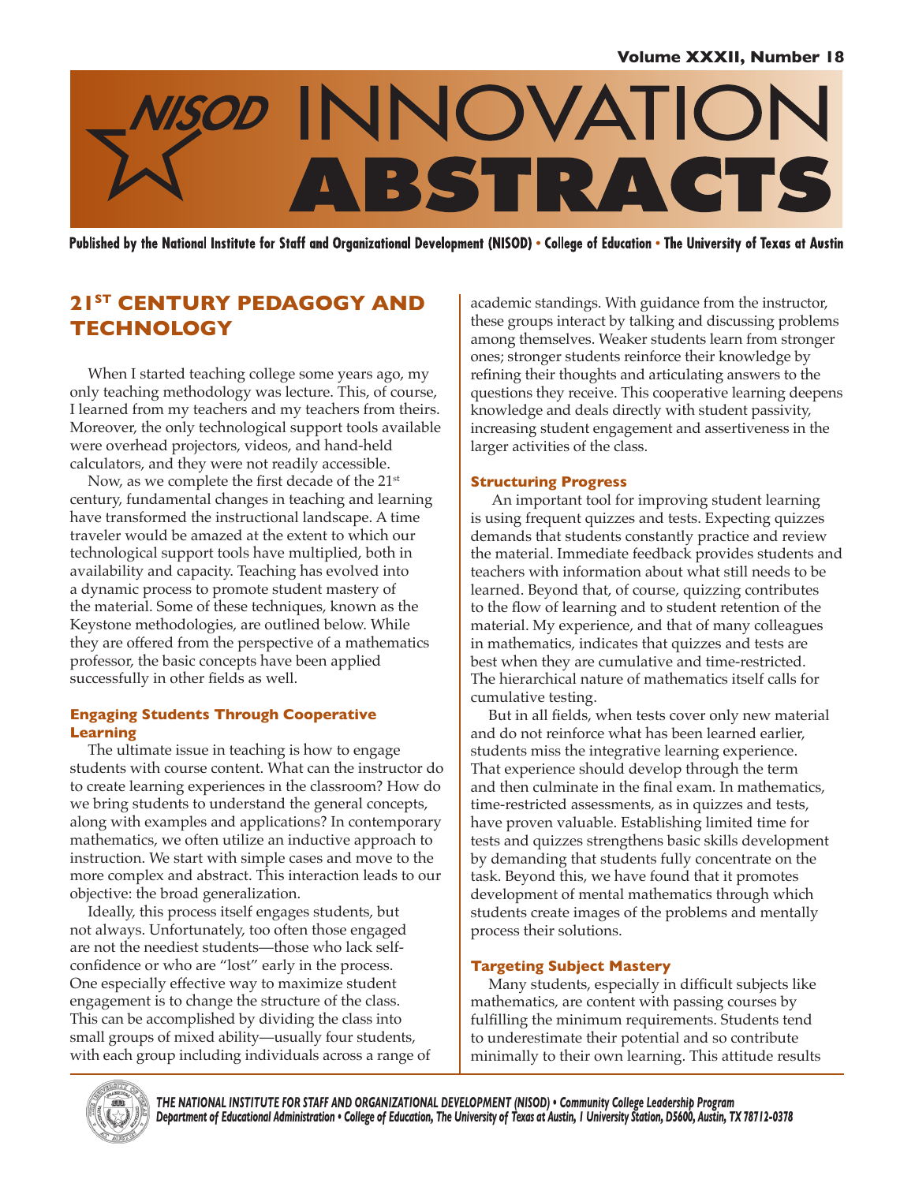# NISOD INNOVATION ABSTRACTS

Published by the National Institute for Staff and Organizational Development (NISOD) • College of Education • The University of Texas at Austin

## 21ST CENTURY PEDAGOGY AND TECHNOLOGY

When I started teaching college some years ago, my only teaching methodology was lecture. This, of course, I learned from my teachers and my teachers from theirs. Moreover, the only technological support tools available were overhead projectors, videos, and hand-held calculators, and they were not readily accessible.

Now, as we complete the first decade of the 21st century, fundamental changes in teaching and learning have transformed the instructional landscape. A time traveler would be amazed at the extent to which our technological support tools have multiplied, both in availability and capacity. Teaching has evolved into a dynamic process to promote student mastery of the material. Some of these techniques, known as the Keystone methodologies, are outlined below. While they are offered from the perspective of a mathematics professor, the basic concepts have been applied successfully in other fields as well.

### Engaging Students Through Cooperative Learning

The ultimate issue in teaching is how to engage students with course content. What can the instructor do to create learning experiences in the classroom? How do we bring students to understand the general concepts, along with examples and applications? In contemporary mathematics, we often utilize an inductive approach to instruction. We start with simple cases and move to the more complex and abstract. This interaction leads to our objective: the broad generalization.

Ideally, this process itself engages students, but not always. Unfortunately, too often those engaged are not the neediest students—those who lack self-confidence or who are "lost" early in the process. One especially effective way to maximize student engagement is to change the structure of the class. This can be accomplished by dividing the class into small groups of mixed ability—usually four students, with each group including individuals across a range of academic standings. With guidance from the instructor, these groups interact by talking and discussing problems among themselves. Weaker students learn from stronger ones; stronger students reinforce their knowledge by refining their thoughts and articulating answers to the questions they receive. This cooperative learning deepens knowledge and deals directly with student passivity, increasing student engagement and assertiveness in the larger activities of the class.

### Structuring Progress

An important tool for improving student learning is using frequent quizzes and tests. Expecting quizzes demands that students constantly practice and review the material. Immediate feedback provides students and teachers with information about what still needs to be learned. Beyond that, of course, quizzing contributes to the flow of learning and to student retention of the material. My experience, and that of many colleagues in mathematics, indicates that quizzes and tests are best when they are cumulative and time-restricted. The hierarchical nature of mathematics itself calls for cumulative testing.

But in all fields, when tests cover only new material and do not reinforce what has been learned earlier, students miss the integrative learning experience. That experience should develop through the term and then culminate in the final exam. In mathematics, time-restricted assessments, as in quizzes and tests, have proven valuable. Establishing limited time for tests and quizzes strengthens basic skills development by demanding that students fully concentrate on the task. Beyond this, we have found that it promotes development of mental mathematics through which students create images of the problems and mentally process their solutions.

### Targeting Subject Mastery

Many students, especially in difficult subjects like mathematics, are content with passing courses by fulfilling the minimum requirements. Students tend to underestimate their potential and so contribute minimally to their own learning. This attitude results

*THE NATIONAL INSTITUTE FOR STAFF AND ORGANIZATIONAL DEVELOPMENT (NISOD) • Community College Leadership Program*
*Department of Educational Administration • College of Education, The University of Texas at Austin, 1 University Station, D5600, Austin, TX 78712-0378*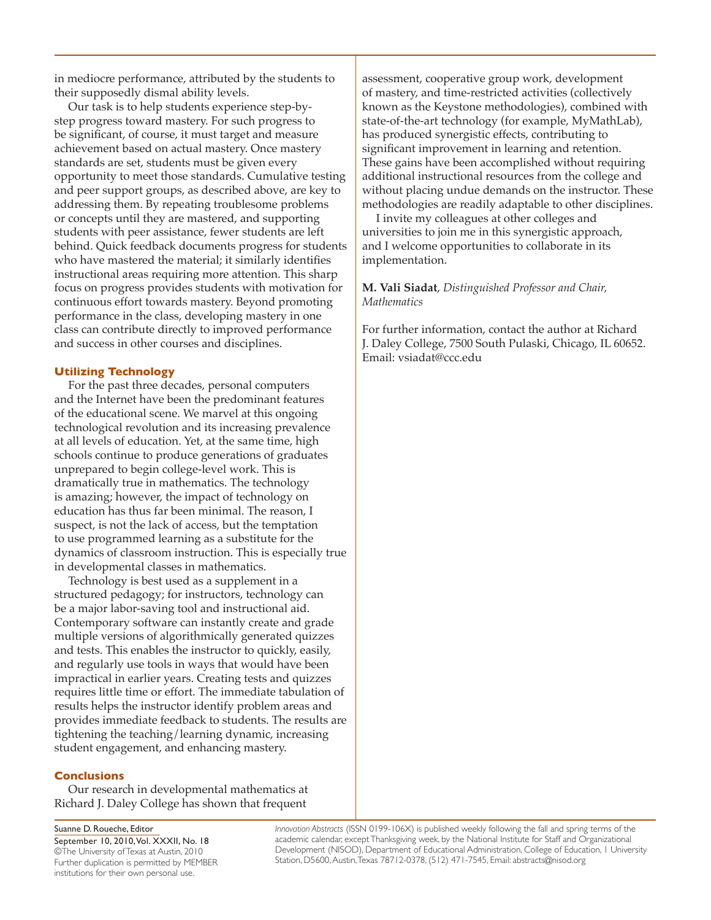in mediocre performance, attributed by the students to their supposedly dismal ability levels.

Our task is to help students experience step-by-step progress toward mastery. For such progress to be significant, of course, it must target and measure achievement based on actual mastery. Once mastery standards are set, students must be given every opportunity to meet those standards. Cumulative testing and peer support groups, as described above, are key to addressing them. By repeating troublesome problems or concepts until they are mastered, and supporting students with peer assistance, fewer students are left behind. Quick feedback documents progress for students who have mastered the material; it similarly identifies instructional areas requiring more attention. This sharp focus on progress provides students with motivation for continuous effort towards mastery. Beyond promoting performance in the class, developing mastery in one class can contribute directly to improved performance and success in other courses and disciplines.

### Utilizing Technology

For the past three decades, personal computers and the Internet have been the predominant features of the educational scene. We marvel at this ongoing technological revolution and its increasing prevalence at all levels of education. Yet, at the same time, high schools continue to produce generations of graduates unprepared to begin college-level work. This is dramatically true in mathematics. The technology is amazing; however, the impact of technology on education has thus far been minimal. The reason, I suspect, is not the lack of access, but the temptation to use programmed learning as a substitute for the dynamics of classroom instruction. This is especially true in developmental classes in mathematics.

Technology is best used as a supplement in a structured pedagogy; for instructors, technology can be a major labor-saving tool and instructional aid. Contemporary software can instantly create and grade multiple versions of algorithmically generated quizzes and tests. This enables the instructor to quickly, easily, and regularly use tools in ways that would have been impractical in earlier years. Creating tests and quizzes requires little time or effort. The immediate tabulation of results helps the instructor identify problem areas and provides immediate feedback to students. The results are tightening the teaching/learning dynamic, increasing student engagement, and enhancing mastery.

### Conclusions

Our research in developmental mathematics at Richard J. Daley College has shown that frequent assessment, cooperative group work, development of mastery, and time-restricted activities (collectively known as the Keystone methodologies), combined with state-of-the-art technology (for example, MyMathLab), has produced synergistic effects, contributing to significant improvement in learning and retention. These gains have been accomplished without requiring additional instructional resources from the college and without placing undue demands on the instructor. These methodologies are readily adaptable to other disciplines.

I invite my colleagues at other colleges and universities to join me in this synergistic approach, and I welcome opportunities to collaborate in its implementation.

**M. Vali Siadat**, *Distinguished Professor and Chair, Mathematics*

For further information, contact the author at Richard J. Daley College, 7500 South Pulaski, Chicago, IL 60652. Email: vsiadat@ccc.edu

Suanne D. Roueche, Editor
September 10, 2010, Vol. XXXII, No. 18
©The University of Texas at Austin, 2010
Further duplication is permitted by MEMBER institutions for their own personal use.

*Innovation Abstracts* (ISSN 0199-106X) is published weekly following the fall and spring terms of the academic calendar, except Thanksgiving week, by the National Institute for Staff and Organizational Development (NISOD), Department of Educational Administration, College of Education, 1 University Station, D5600, Austin, Texas 78712-0378, (512) 471-7545, Email: abstracts@nisod.org